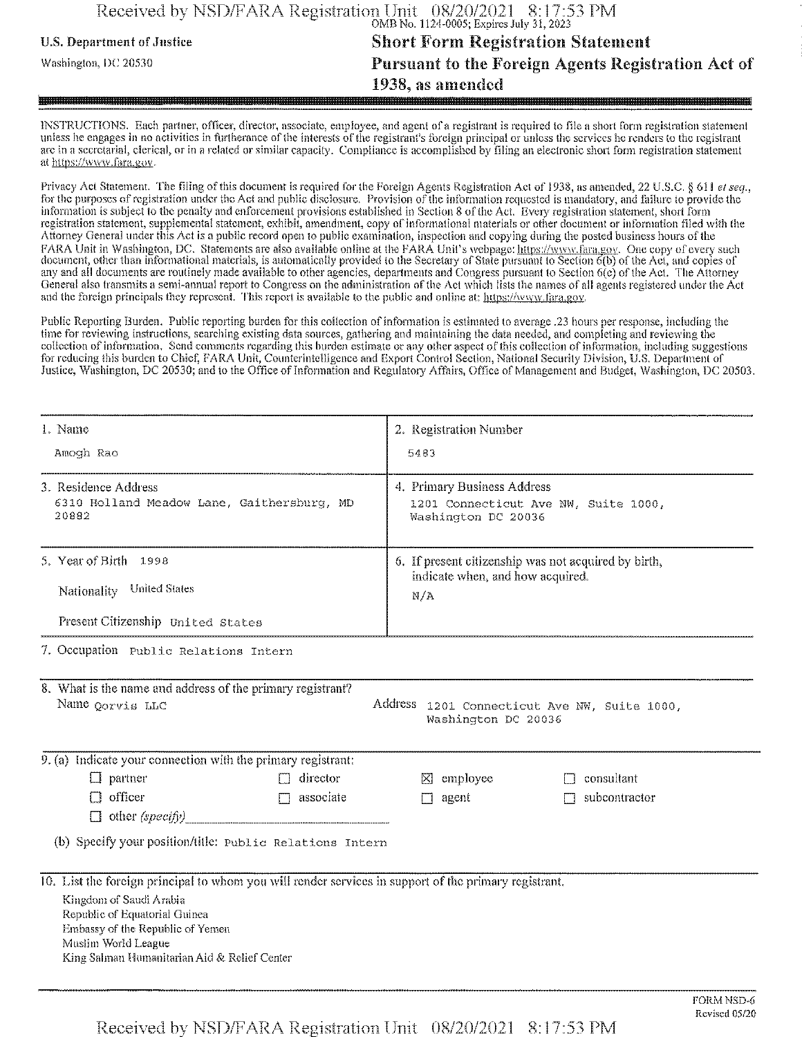OMB No. 1124-0005; Expires July 31, 2023

U.S. Department of Justice

Washington, DC 20530

# Short Form Registration Statement Pursuant to the Foreign Agents Registration Act of 1938, as amended

INSTRUCTIONS. Each partner, officer, director, associate, employee, and agent of a registrant is required to file a short form registration statement unless he engages in no activities in furtherance of the interests of the registrant's foreign principal or unless the services he renders to the registrant are in a secretarial, clerical, or in a related or similar capacity. Compliance is accomplished by filing an electronic short form registration statement at https://www.fara.gov.

Privacy Act Statement. The filing of this document is required for the Foreign Agents Registration Act of 1938, as amended, 22 U.S.C. § 611 *et seq.*, for the purposes of registration under the Act and public disclosure. Provision of the information requested is mandatory, and failure to provide the information is subject to the penalty and enforcement provisions established in Section 8 of the Act. Every registration statement, short form registration statement, supplemental statement, exhibit, amendment, copy of informational materials or other document or information filed with the Attorney General under this Act is a public record open to public examination, inspection and copying during the posted business hours of the FARA Unit in Washington, DC. Statements are also available online at the FARA Unit's webpage: https://www.fara.gov. One copy of every such document, other than informational materials, is automatically provided to the Secretary of State pursuant to Section 6(b) of the Act, and copies of any and all documents are routinely made available to other agencies, departments and Congress pursuant to Section 6(c) of the Act. The Attorney General also transmits a semi-annual report to Congress on the administration of the Act which lists the names of all agents registered under the Act and the foreign principals they represent. This report is available to the public and online at: https://www.fara.gov.

Public Reporting Burden. Public reporting burden for this collection of information is estimated to average .23 hours per response, including the time for reviewing instructions, searching existing data sources, gathering and maintaining the data needed, and completing and reviewing the collection of information. Send comments regarding this burden estimate or any other aspect of this collection of information, including suggestions for reducing this burden to Chief, FARA Unit, Counterintelligence and Export Control Section, National Security Division, U.S. Department of Justice, Washington, DC 20530; and to the Office of Information and Regulatory Affairs, Office of Management and Budget, Washington, DC 20503.

| 1. Name | 2. Registration Number |
|---|---|
| Amogh Rao | 5483 |
| **3. Residence Address** | **4. Primary Business Address** |
| 6310 Holland Meadow Lane, Gaithersburg, MD 20882 | 1201 Connecticut Ave NW, Suite 1000, Washington DC 20036 |
| **5. Year of Birth** 1998<br>Nationality United States<br>Present Citizenship United States | **6. If present citizenship was not acquired by birth, indicate when, and how acquired.**<br>N/A |

7. Occupation Public Relations Intern

8. What is the name and address of the primary registrant?

Name Qorvis LLC

Address 1201 Connecticut Ave NW, Suite 1000, Washington DC 20036

9. (a) Indicate your connection with the primary registrant:

- ☐ partner
- ☐ director
- ☒ employee
- ☐ consultant
- ☐ officer
- ☐ associate
- ☐ agent
- ☐ subcontractor
- ☐ other *(specify)*

(b) Specify your position/title: Public Relations Intern

10. List the foreign principal to whom you will render services in support of the primary registrant.

Kingdom of Saudi Arabia
Republic of Equatorial Guinea
Embassy of the Republic of Yemen
Muslim World League
King Salman Humanitarian Aid & Relief Center

FORM NSD-6
Revised 05/20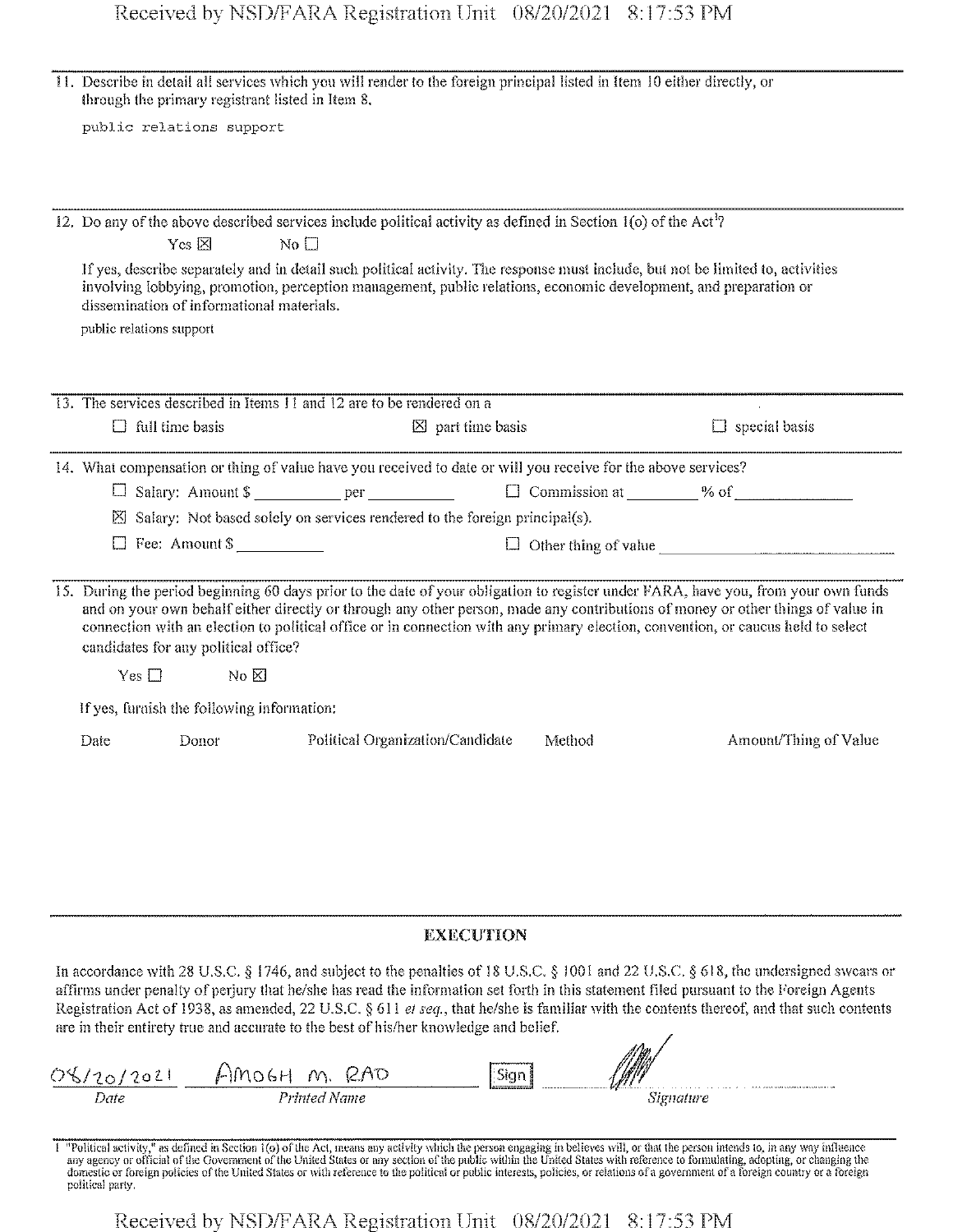11. Describe in detail all services which you will render to the foreign principal listed in Item 10 either directly, or through the primary registrant listed in Item 8.

```
public relations support
```

12. Do any of the above described services include political activity as defined in Section 1(o) of the Act[1]?

Yes ☒ No ☐

If yes, describe separately and in detail such political activity. The response must include, but not be limited to, activities involving lobbying, promotion, perception management, public relations, economic development, and preparation or dissemination of informational materials.

public relations support

13. The services described in Items 11 and 12 are to be rendered on a

☐ full time basis ☒ part time basis ☐ special basis

14. What compensation or thing of value have you received to date or will you receive for the above services?

☐ Salary: Amount $ __________ per __________ ☐ Commission at ________ % of ______________

☒ Salary: Not based solely on services rendered to the foreign principal(s).

☐ Fee: Amount $ __________ ☐ Other thing of value ______________________________

15. During the period beginning 60 days prior to the date of your obligation to register under FARA, have you, from your own funds and on your own behalf either directly or through any other person, made any contributions of money or other things of value in connection with an election to political office or in connection with any primary election, convention, or caucus held to select candidates for any political office?

Yes ☐ No ☒

If yes, furnish the following information:

| Date | Donor | Political Organization/Candidate | Method | Amount/Thing of Value |
|---|---|---|---|---|

## EXECUTION

In accordance with 28 U.S.C. § 1746, and subject to the penalties of 18 U.S.C. § 1001 and 22 U.S.C. § 618, the undersigned swears or affirms under penalty of perjury that he/she has read the information set forth in this statement filed pursuant to the Foreign Agents Registration Act of 1938, as amended, 22 U.S.C. § 611 *et seq.*, that he/she is familiar with the contents thereof, and that such contents are in their entirety true and accurate to the best of his/her knowledge and belief.

| 08/20/2021 | AMOGH M. RAO | Sign | [signature] |
|---|---|---|---|
| *Date* | *Printed Name* | | *Signature* |

[1] "Political activity," as defined in Section 1(o) of the Act, means any activity which the person engaging in believes will, or that the person intends to, in any way influence any agency or official of the Government of the United States or any section of the public within the United States with reference to formulating, adopting, or changing the domestic or foreign policies of the United States or with reference to the political or public interests, policies, or relations of a government of a foreign country or a foreign political party.